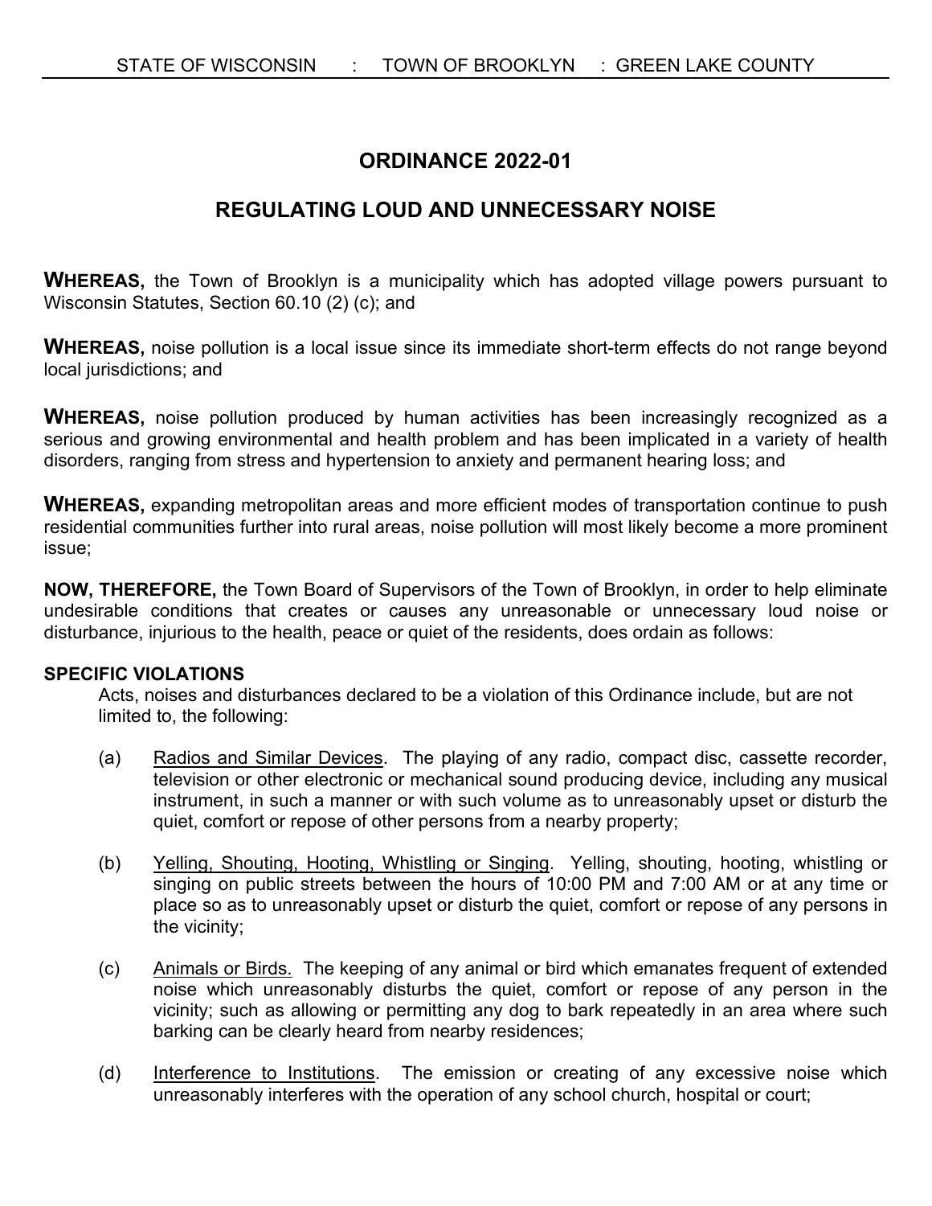STATE OF WISCONSIN : TOWN OF BROOKLYN : GREEN LAKE COUNTY

# ORDINANCE 2022-01

## REGULATING LOUD AND UNNECESSARY NOISE

**WHEREAS,** the Town of Brooklyn is a municipality which has adopted village powers pursuant to Wisconsin Statutes, Section 60.10 (2) (c); and

**WHEREAS,** noise pollution is a local issue since its immediate short-term effects do not range beyond local jurisdictions; and

**WHEREAS,** noise pollution produced by human activities has been increasingly recognized as a serious and growing environmental and health problem and has been implicated in a variety of health disorders, ranging from stress and hypertension to anxiety and permanent hearing loss; and

**WHEREAS,** expanding metropolitan areas and more efficient modes of transportation continue to push residential communities further into rural areas, noise pollution will most likely become a more prominent issue;

**NOW, THEREFORE,** the Town Board of Supervisors of the Town of Brooklyn, in order to help eliminate undesirable conditions that creates or causes any unreasonable or unnecessary loud noise or disturbance, injurious to the health, peace or quiet of the residents, does ordain as follows:

**SPECIFIC VIOLATIONS**

Acts, noises and disturbances declared to be a violation of this Ordinance include, but are not limited to, the following:

(a) Radios and Similar Devices. The playing of any radio, compact disc, cassette recorder, television or other electronic or mechanical sound producing device, including any musical instrument, in such a manner or with such volume as to unreasonably upset or disturb the quiet, comfort or repose of other persons from a nearby property;

(b) Yelling, Shouting, Hooting, Whistling or Singing. Yelling, shouting, hooting, whistling or singing on public streets between the hours of 10:00 PM and 7:00 AM or at any time or place so as to unreasonably upset or disturb the quiet, comfort or repose of any persons in the vicinity;

(c) Animals or Birds. The keeping of any animal or bird which emanates frequent of extended noise which unreasonably disturbs the quiet, comfort or repose of any person in the vicinity; such as allowing or permitting any dog to bark repeatedly in an area where such barking can be clearly heard from nearby residences;

(d) Interference to Institutions. The emission or creating of any excessive noise which unreasonably interferes with the operation of any school church, hospital or court;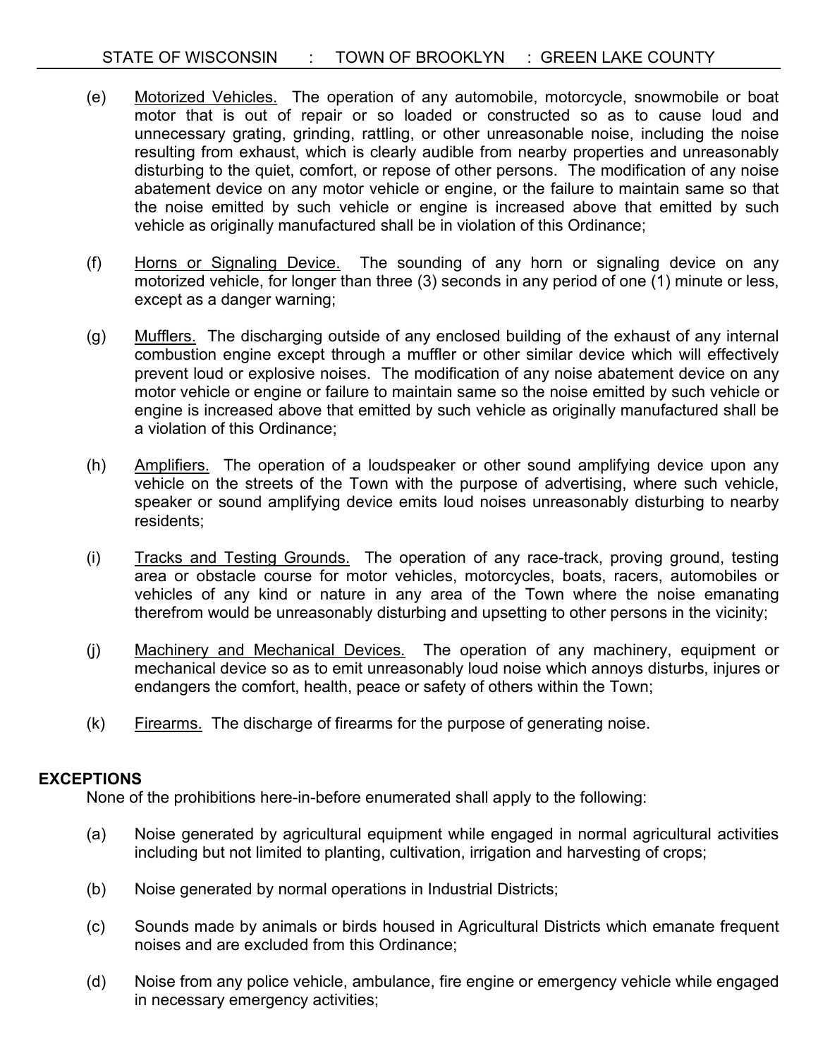(e) <u>Motorized Vehicles.</u> The operation of any automobile, motorcycle, snowmobile or boat motor that is out of repair or so loaded or constructed so as to cause loud and unnecessary grating, grinding, rattling, or other unreasonable noise, including the noise resulting from exhaust, which is clearly audible from nearby properties and unreasonably disturbing to the quiet, comfort, or repose of other persons. The modification of any noise abatement device on any motor vehicle or engine, or the failure to maintain same so that the noise emitted by such vehicle or engine is increased above that emitted by such vehicle as originally manufactured shall be in violation of this Ordinance;

(f) <u>Horns or Signaling Device.</u> The sounding of any horn or signaling device on any motorized vehicle, for longer than three (3) seconds in any period of one (1) minute or less, except as a danger warning;

(g) <u>Mufflers.</u> The discharging outside of any enclosed building of the exhaust of any internal combustion engine except through a muffler or other similar device which will effectively prevent loud or explosive noises. The modification of any noise abatement device on any motor vehicle or engine or failure to maintain same so the noise emitted by such vehicle or engine is increased above that emitted by such vehicle as originally manufactured shall be a violation of this Ordinance;

(h) <u>Amplifiers.</u> The operation of a loudspeaker or other sound amplifying device upon any vehicle on the streets of the Town with the purpose of advertising, where such vehicle, speaker or sound amplifying device emits loud noises unreasonably disturbing to nearby residents;

(i) <u>Tracks and Testing Grounds.</u> The operation of any race-track, proving ground, testing area or obstacle course for motor vehicles, motorcycles, boats, racers, automobiles or vehicles of any kind or nature in any area of the Town where the noise emanating therefrom would be unreasonably disturbing and upsetting to other persons in the vicinity;

(j) <u>Machinery and Mechanical Devices.</u> The operation of any machinery, equipment or mechanical device so as to emit unreasonably loud noise which annoys disturbs, injures or endangers the comfort, health, peace or safety of others within the Town;

(k) <u>Firearms.</u> The discharge of firearms for the purpose of generating noise.

**EXCEPTIONS**

None of the prohibitions here-in-before enumerated shall apply to the following:

(a) Noise generated by agricultural equipment while engaged in normal agricultural activities including but not limited to planting, cultivation, irrigation and harvesting of crops;

(b) Noise generated by normal operations in Industrial Districts;

(c) Sounds made by animals or birds housed in Agricultural Districts which emanate frequent noises and are excluded from this Ordinance;

(d) Noise from any police vehicle, ambulance, fire engine or emergency vehicle while engaged in necessary emergency activities;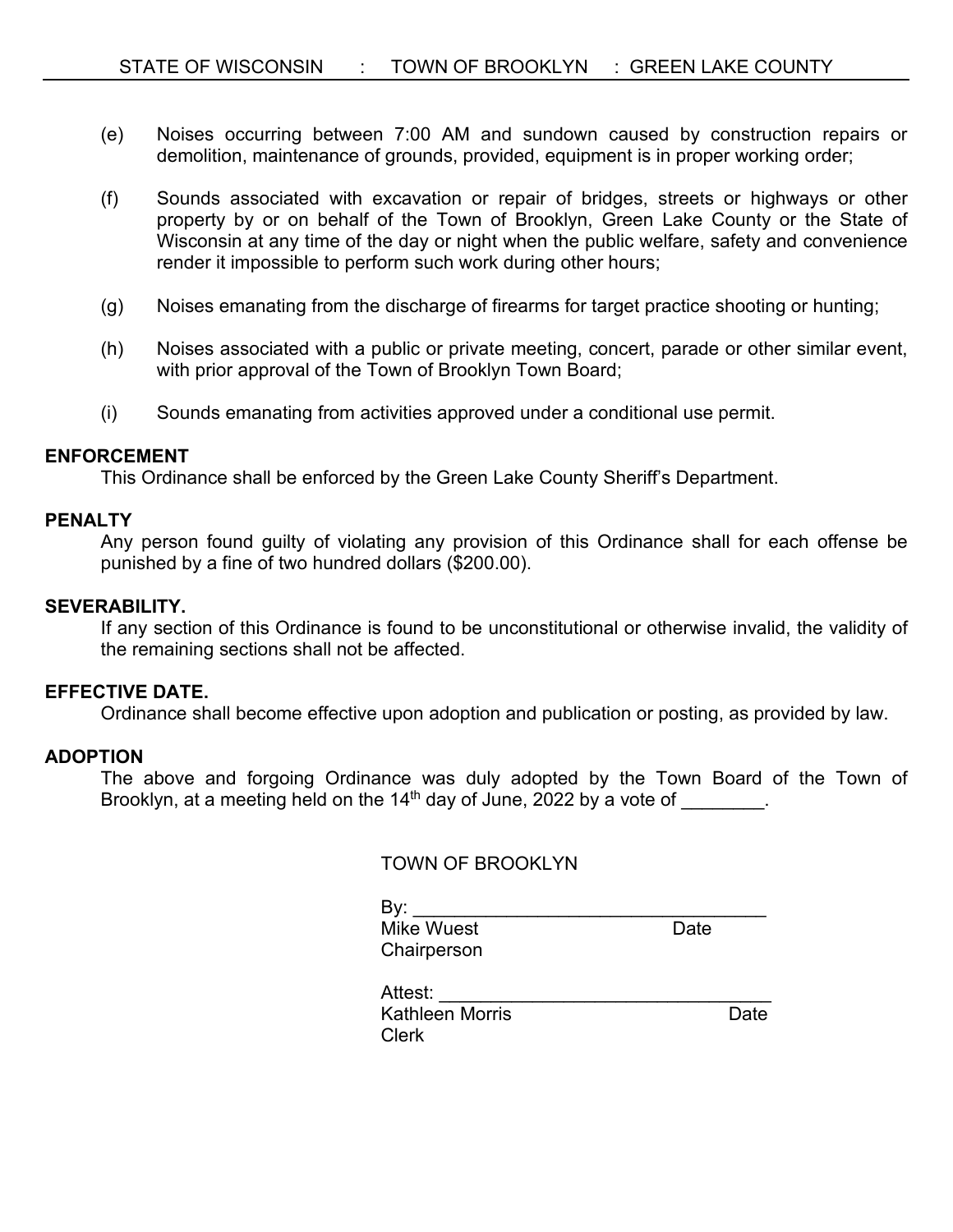(e) Noises occurring between 7:00 AM and sundown caused by construction repairs or demolition, maintenance of grounds, provided, equipment is in proper working order;

(f) Sounds associated with excavation or repair of bridges, streets or highways or other property by or on behalf of the Town of Brooklyn, Green Lake County or the State of Wisconsin at any time of the day or night when the public welfare, safety and convenience render it impossible to perform such work during other hours;

(g) Noises emanating from the discharge of firearms for target practice shooting or hunting;

(h) Noises associated with a public or private meeting, concert, parade or other similar event, with prior approval of the Town of Brooklyn Town Board;

(i) Sounds emanating from activities approved under a conditional use permit.

**ENFORCEMENT**

This Ordinance shall be enforced by the Green Lake County Sheriff's Department.

**PENALTY**

Any person found guilty of violating any provision of this Ordinance shall for each offense be punished by a fine of two hundred dollars ($200.00).

**SEVERABILITY.**

If any section of this Ordinance is found to be unconstitutional or otherwise invalid, the validity of the remaining sections shall not be affected.

**EFFECTIVE DATE.**

Ordinance shall become effective upon adoption and publication or posting, as provided by law.

**ADOPTION**

The above and forgoing Ordinance was duly adopted by the Town Board of the Town of Brooklyn, at a meeting held on the 14th day of June, 2022 by a vote of ________.

TOWN OF BROOKLYN

By: ___________________________________

Mike Wuest Date

Chairperson

Attest: ________________________________

Kathleen Morris Date

Clerk